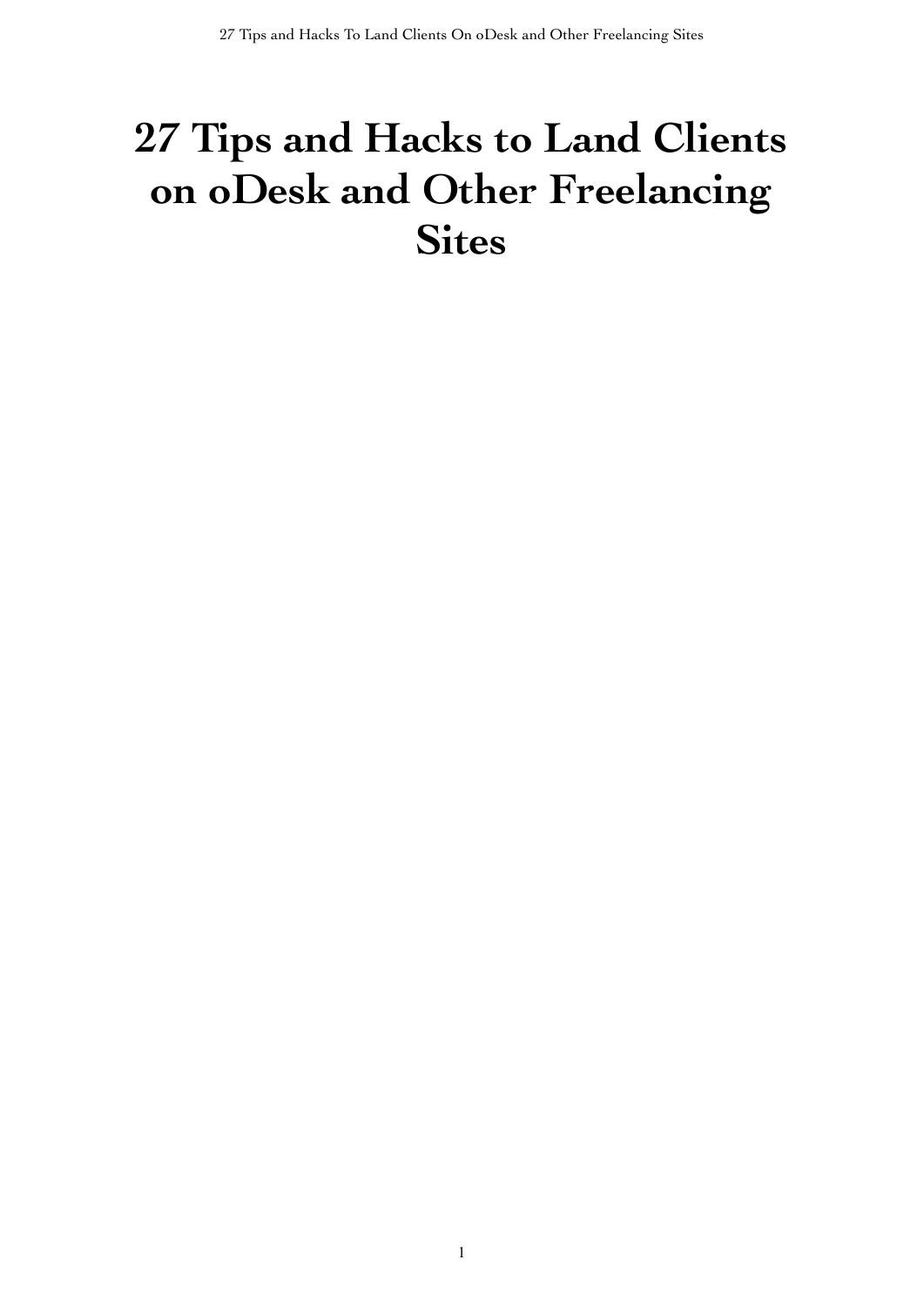# 27 Tips and Hacks to Land Clients on oDesk and Other Freelancing Sites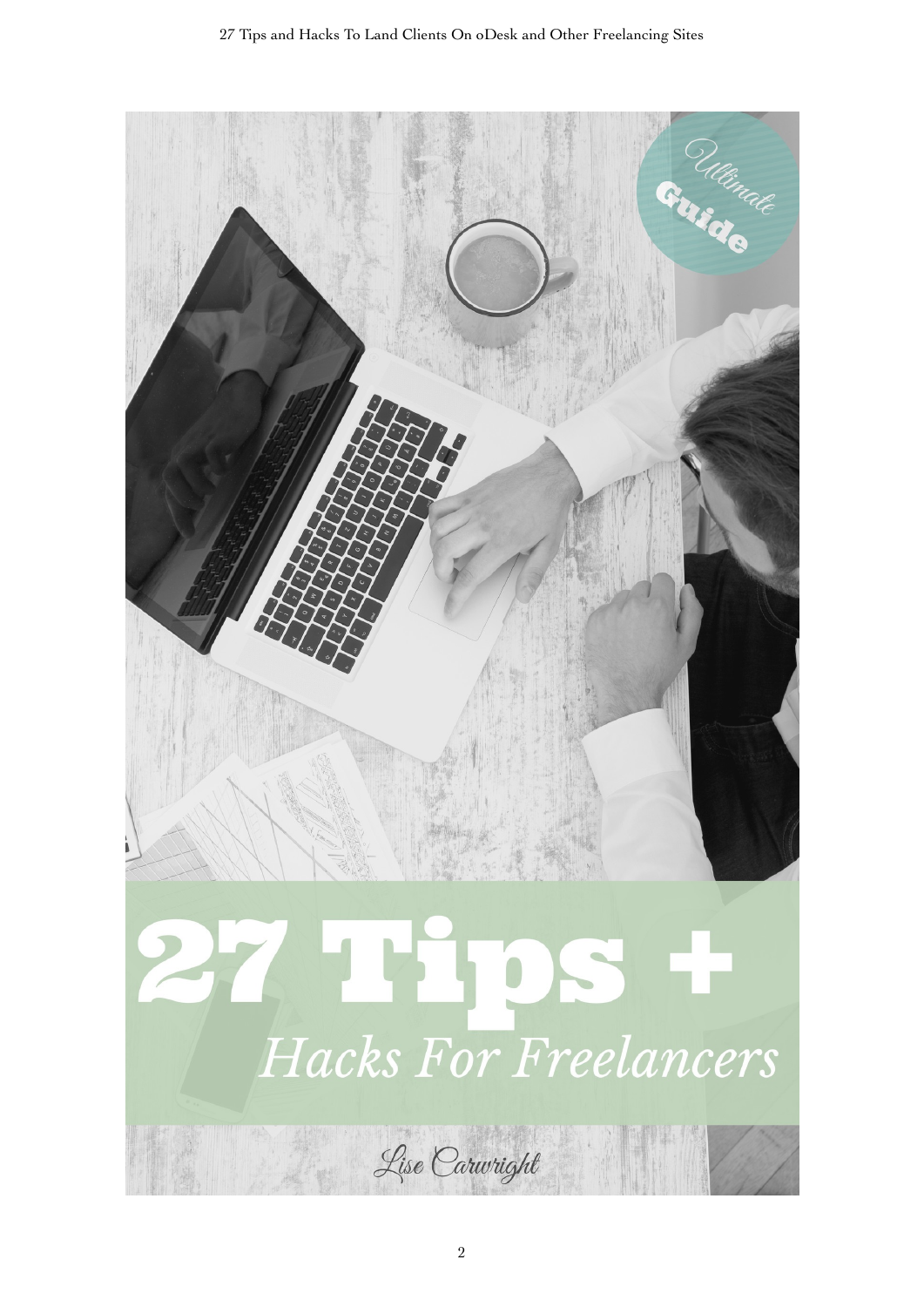Ultimate Guide

# 27 Tips +

## *Hacks For Freelancers*

Lise Carwright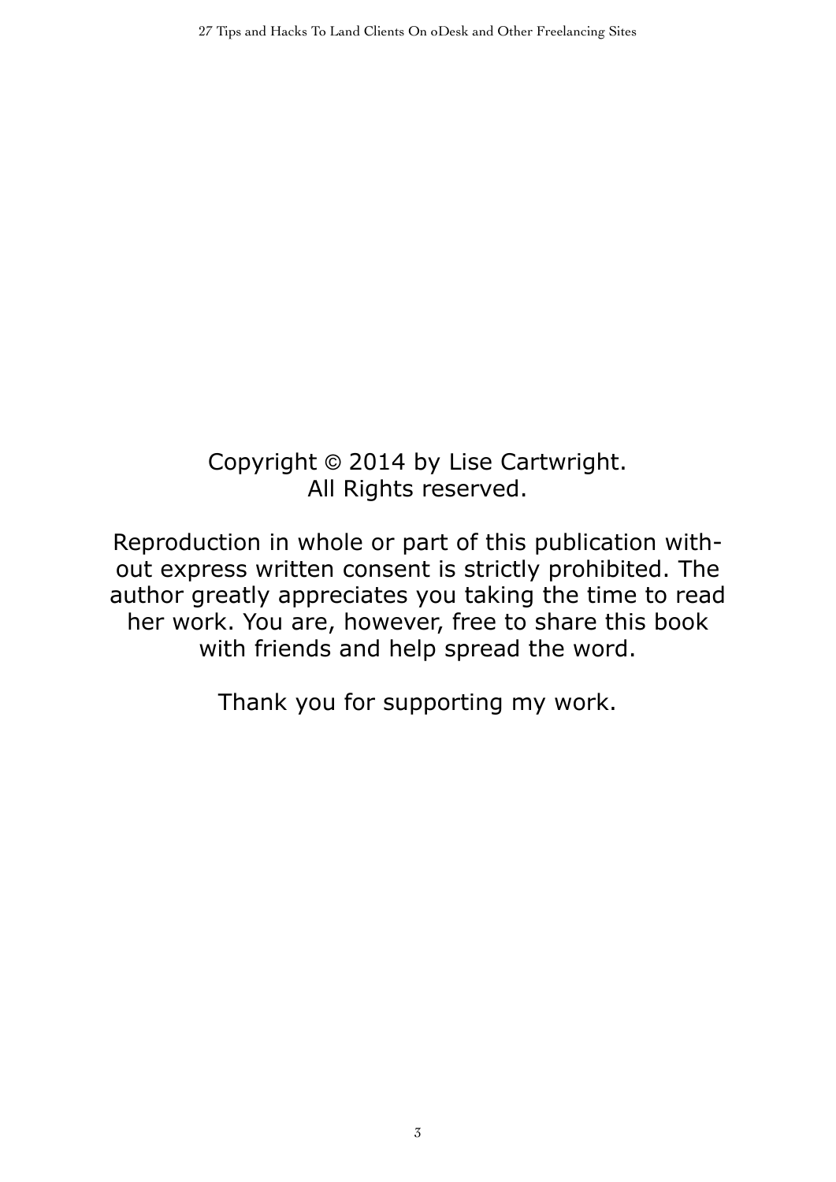Copyright © 2014 by Lise Cartwright.
All Rights reserved.

Reproduction in whole or part of this publication without express written consent is strictly prohibited. The author greatly appreciates you taking the time to read her work. You are, however, free to share this book with friends and help spread the word.

Thank you for supporting my work.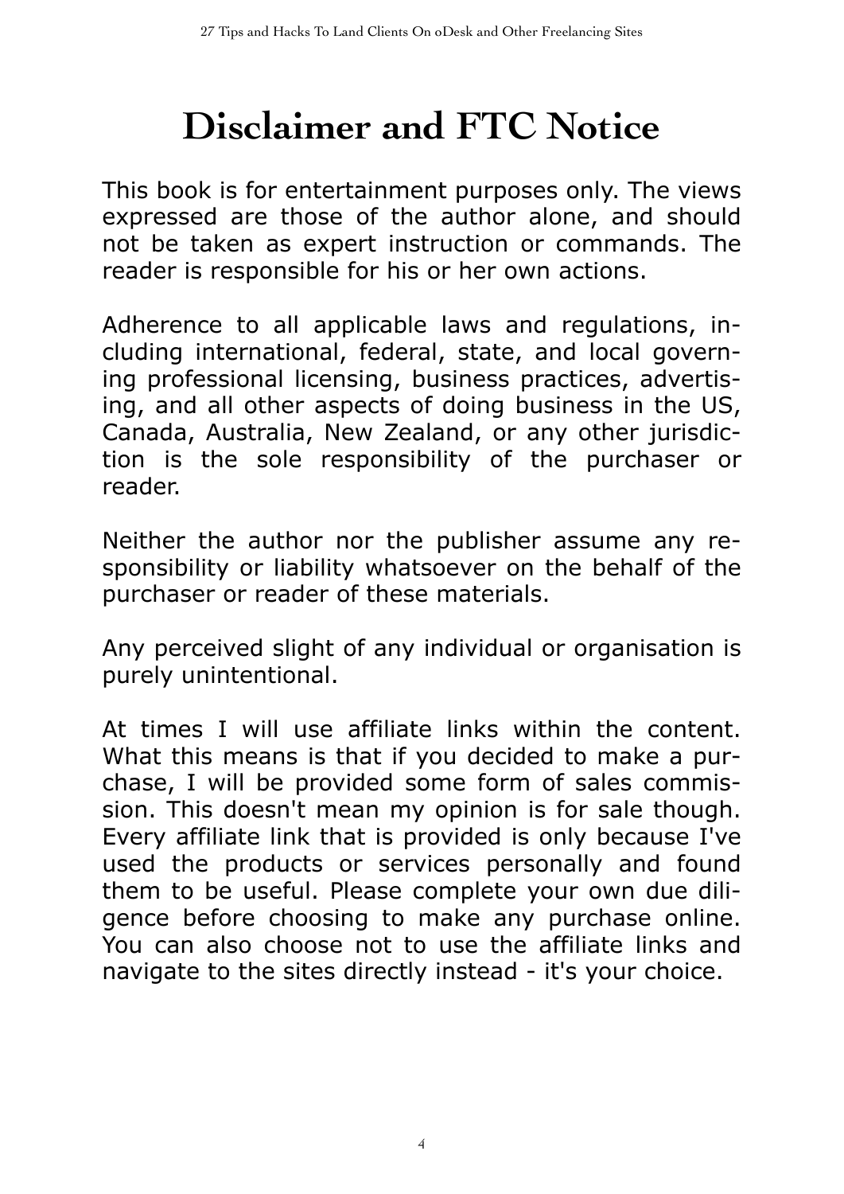# Disclaimer and FTC Notice

This book is for entertainment purposes only. The views expressed are those of the author alone, and should not be taken as expert instruction or commands. The reader is responsible for his or her own actions.

Adherence to all applicable laws and regulations, including international, federal, state, and local governing professional licensing, business practices, advertising, and all other aspects of doing business in the US, Canada, Australia, New Zealand, or any other jurisdiction is the sole responsibility of the purchaser or reader.

Neither the author nor the publisher assume any responsibility or liability whatsoever on the behalf of the purchaser or reader of these materials.

Any perceived slight of any individual or organisation is purely unintentional.

At times I will use affiliate links within the content. What this means is that if you decided to make a purchase, I will be provided some form of sales commission. This doesn't mean my opinion is for sale though. Every affiliate link that is provided is only because I've used the products or services personally and found them to be useful. Please complete your own due diligence before choosing to make any purchase online. You can also choose not to use the affiliate links and navigate to the sites directly instead - it's your choice.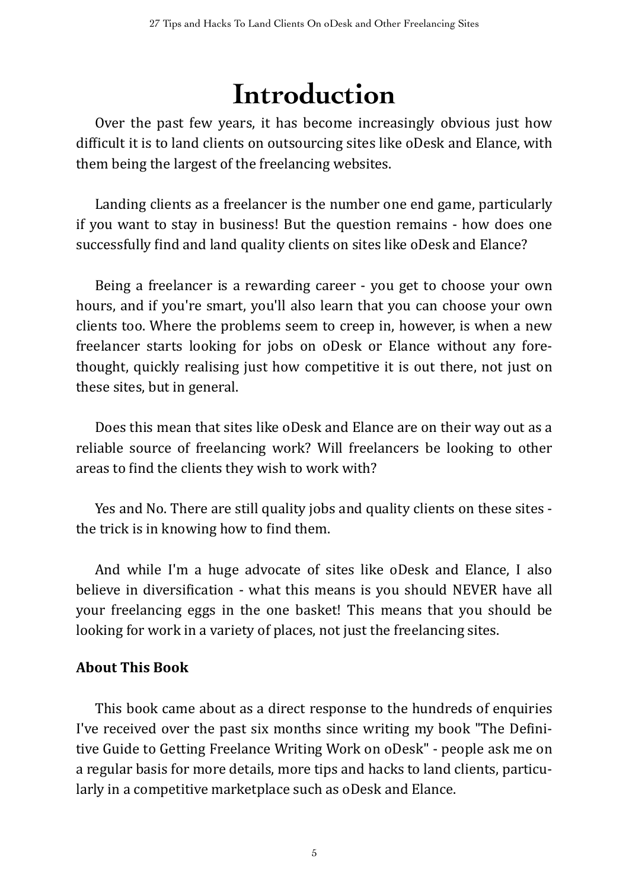# Introduction

Over the past few years, it has become increasingly obvious just how difficult it is to land clients on outsourcing sites like oDesk and Elance, with them being the largest of the freelancing websites.

Landing clients as a freelancer is the number one end game, particularly if you want to stay in business! But the question remains - how does one successfully find and land quality clients on sites like oDesk and Elance?

Being a freelancer is a rewarding career - you get to choose your own hours, and if you're smart, you'll also learn that you can choose your own clients too. Where the problems seem to creep in, however, is when a new freelancer starts looking for jobs on oDesk or Elance without any forethought, quickly realising just how competitive it is out there, not just on these sites, but in general.

Does this mean that sites like oDesk and Elance are on their way out as a reliable source of freelancing work? Will freelancers be looking to other areas to find the clients they wish to work with?

Yes and No. There are still quality jobs and quality clients on these sites - the trick is in knowing how to find them.

And while I'm a huge advocate of sites like oDesk and Elance, I also believe in diversification - what this means is you should NEVER have all your freelancing eggs in the one basket! This means that you should be looking for work in a variety of places, not just the freelancing sites.

**About This Book**

This book came about as a direct response to the hundreds of enquiries I've received over the past six months since writing my book "The Definitive Guide to Getting Freelance Writing Work on oDesk" - people ask me on a regular basis for more details, more tips and hacks to land clients, particularly in a competitive marketplace such as oDesk and Elance.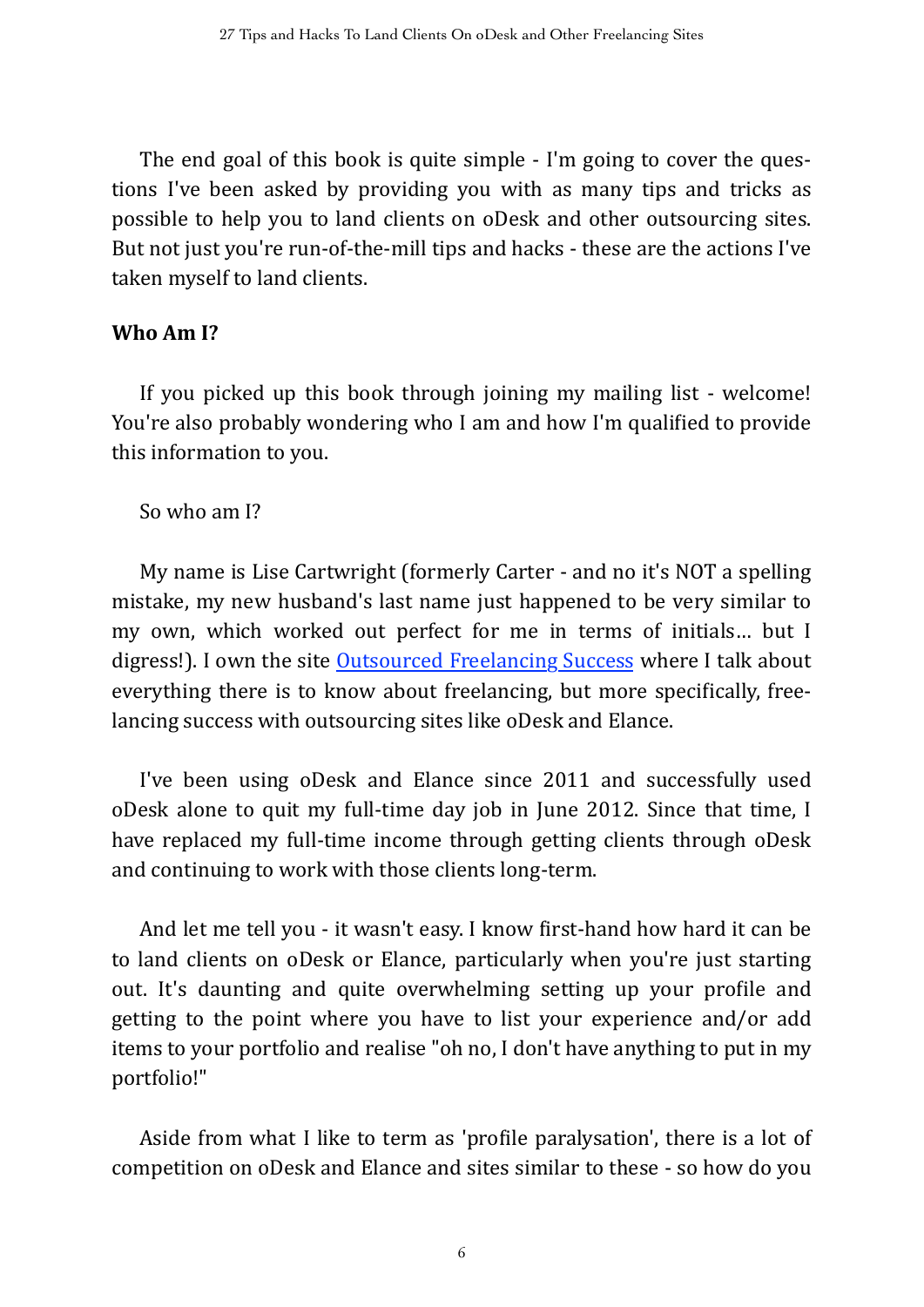The end goal of this book is quite simple - I'm going to cover the questions I've been asked by providing you with as many tips and tricks as possible to help you to land clients on oDesk and other outsourcing sites. But not just you're run-of-the-mill tips and hacks - these are the actions I've taken myself to land clients.

**Who Am I?**

If you picked up this book through joining my mailing list - welcome! You're also probably wondering who I am and how I'm qualified to provide this information to you.

So who am I?

My name is Lise Cartwright (formerly Carter - and no it's NOT a spelling mistake, my new husband's last name just happened to be very similar to my own, which worked out perfect for me in terms of initials… but I digress!). I own the site [Outsourced Freelancing Success]() where I talk about everything there is to know about freelancing, but more specifically, freelancing success with outsourcing sites like oDesk and Elance.

I've been using oDesk and Elance since 2011 and successfully used oDesk alone to quit my full-time day job in June 2012. Since that time, I have replaced my full-time income through getting clients through oDesk and continuing to work with those clients long-term.

And let me tell you - it wasn't easy. I know first-hand how hard it can be to land clients on oDesk or Elance, particularly when you're just starting out. It's daunting and quite overwhelming setting up your profile and getting to the point where you have to list your experience and/or add items to your portfolio and realise "oh no, I don't have anything to put in my portfolio!"

Aside from what I like to term as 'profile paralysation', there is a lot of competition on oDesk and Elance and sites similar to these - so how do you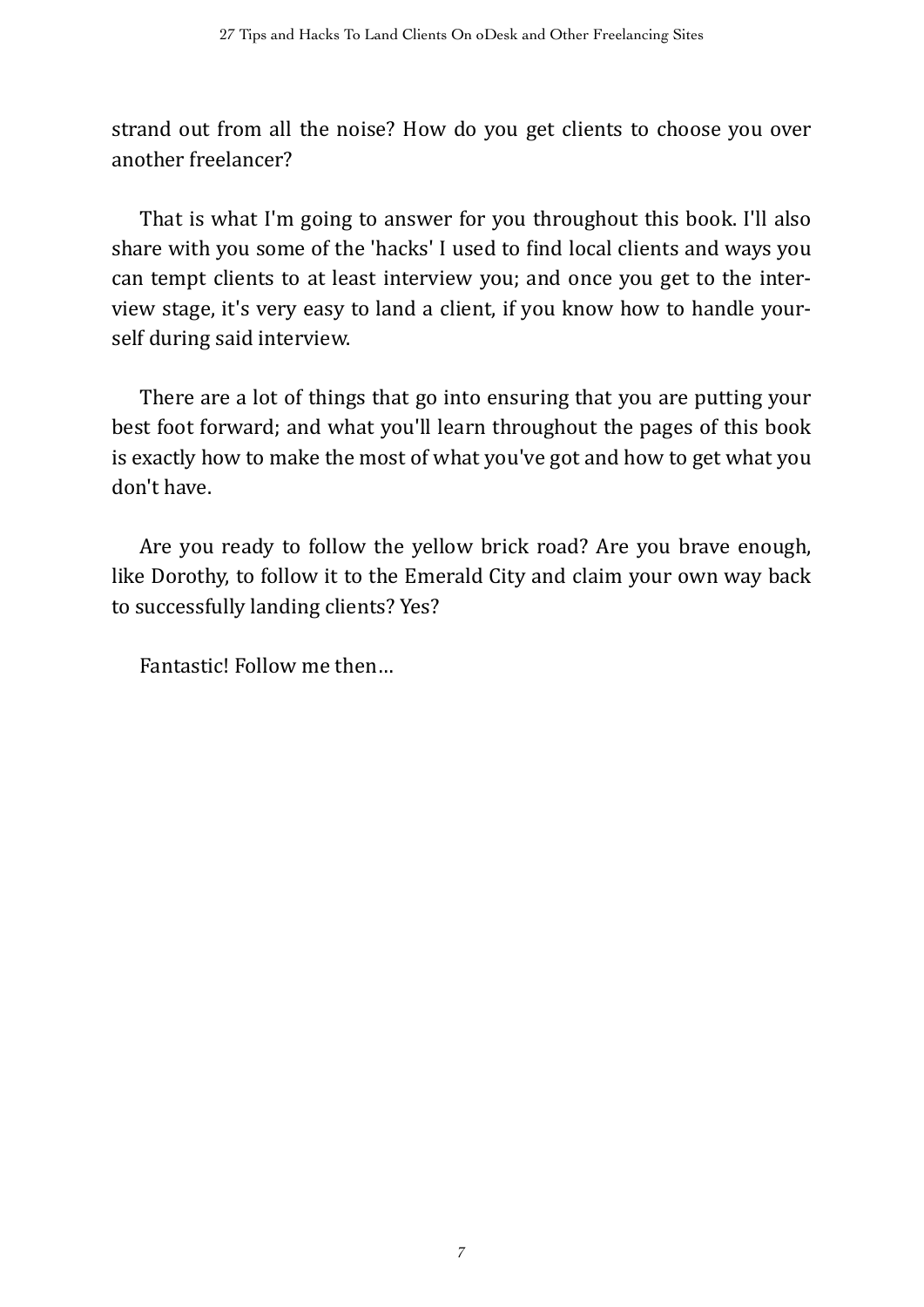strand out from all the noise? How do you get clients to choose you over another freelancer?

That is what I'm going to answer for you throughout this book. I'll also share with you some of the 'hacks' I used to find local clients and ways you can tempt clients to at least interview you; and once you get to the interview stage, it's very easy to land a client, if you know how to handle yourself during said interview.

There are a lot of things that go into ensuring that you are putting your best foot forward; and what you'll learn throughout the pages of this book is exactly how to make the most of what you've got and how to get what you don't have.

Are you ready to follow the yellow brick road? Are you brave enough, like Dorothy, to follow it to the Emerald City and claim your own way back to successfully landing clients? Yes?

Fantastic! Follow me then…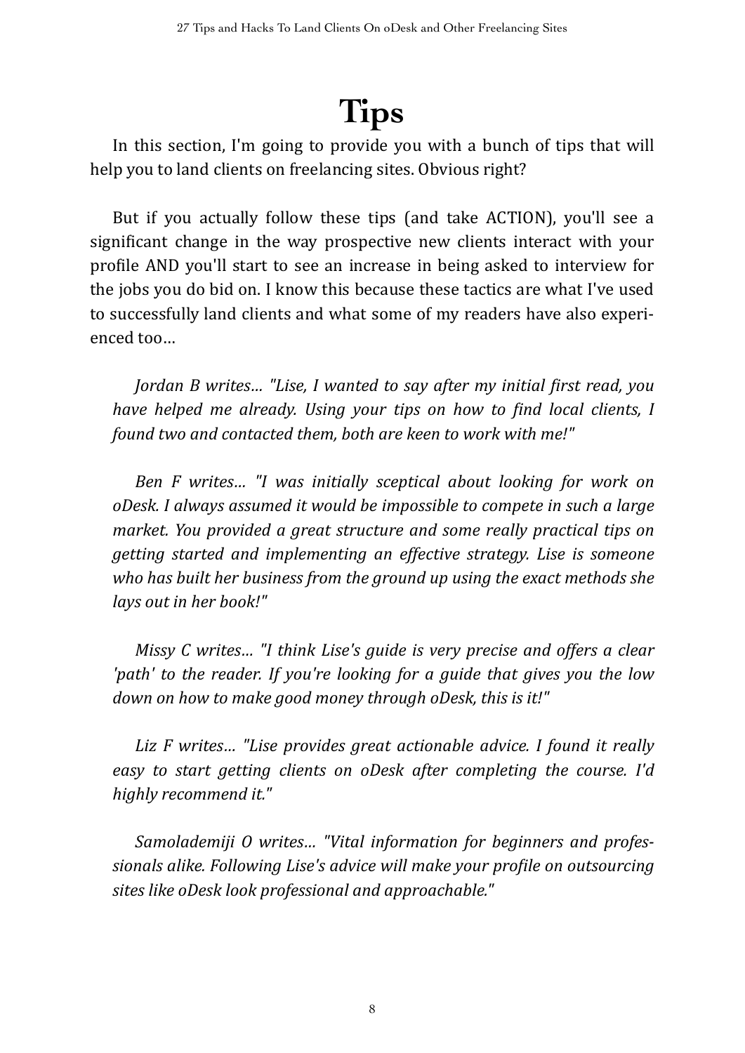# Tips

In this section, I'm going to provide you with a bunch of tips that will help you to land clients on freelancing sites. Obvious right?

But if you actually follow these tips (and take ACTION), you'll see a significant change in the way prospective new clients interact with your profile AND you'll start to see an increase in being asked to interview for the jobs you do bid on. I know this because these tactics are what I've used to successfully land clients and what some of my readers have also experienced too…

*Jordan B writes… "Lise, I wanted to say after my initial first read, you have helped me already. Using your tips on how to find local clients, I found two and contacted them, both are keen to work with me!"*

*Ben F writes… "I was initially sceptical about looking for work on oDesk. I always assumed it would be impossible to compete in such a large market. You provided a great structure and some really practical tips on getting started and implementing an effective strategy. Lise is someone who has built her business from the ground up using the exact methods she lays out in her book!"*

*Missy C writes… "I think Lise's guide is very precise and offers a clear 'path' to the reader. If you're looking for a guide that gives you the low down on how to make good money through oDesk, this is it!"*

*Liz F writes… "Lise provides great actionable advice. I found it really easy to start getting clients on oDesk after completing the course. I'd highly recommend it."*

*Samolademiji O writes… "Vital information for beginners and professionals alike. Following Lise's advice will make your profile on outsourcing sites like oDesk look professional and approachable."*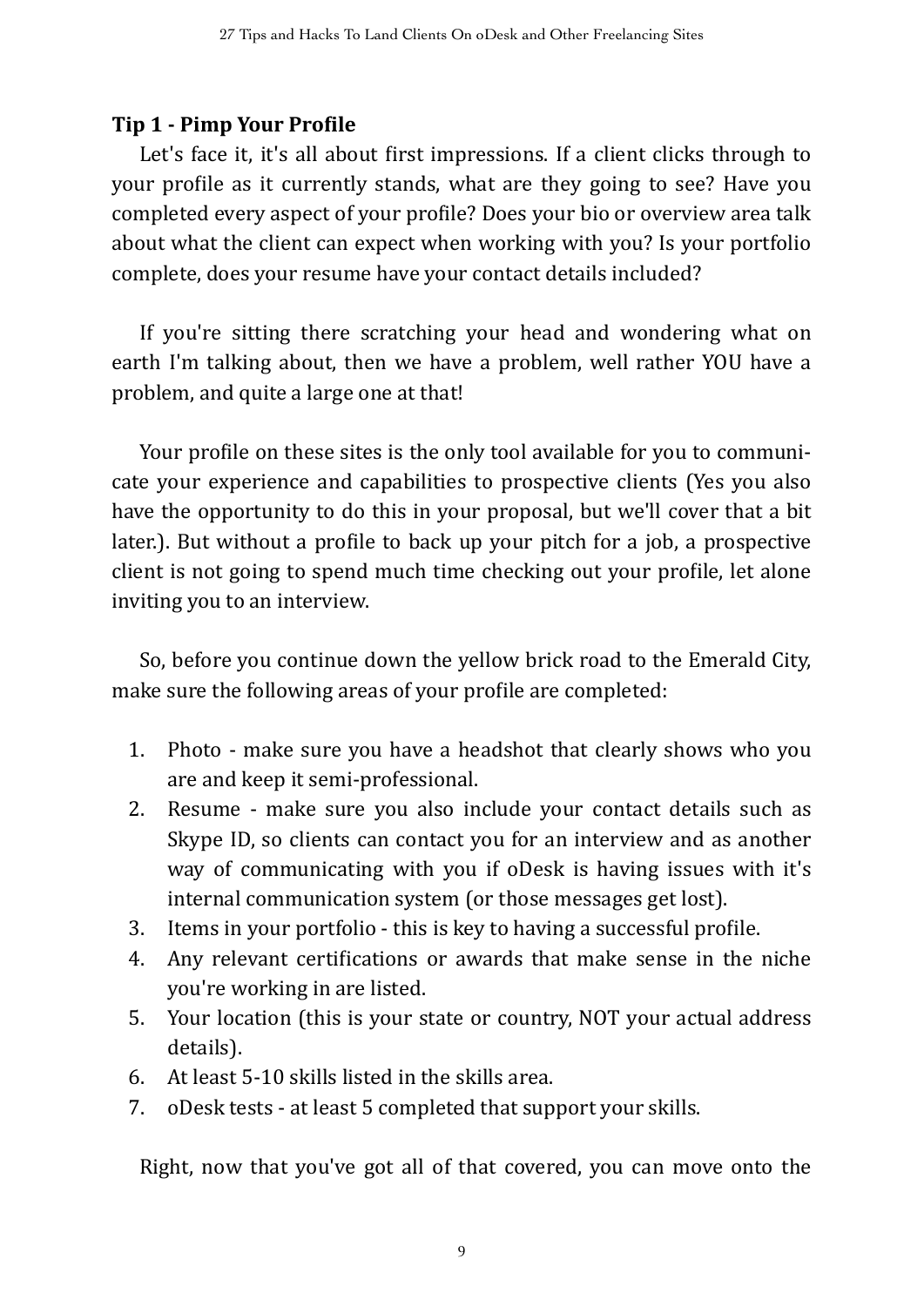**Tip 1 - Pimp Your Profile**

Let's face it, it's all about first impressions. If a client clicks through to your profile as it currently stands, what are they going to see? Have you completed every aspect of your profile? Does your bio or overview area talk about what the client can expect when working with you? Is your portfolio complete, does your resume have your contact details included?

If you're sitting there scratching your head and wondering what on earth I'm talking about, then we have a problem, well rather YOU have a problem, and quite a large one at that!

Your profile on these sites is the only tool available for you to communicate your experience and capabilities to prospective clients (Yes you also have the opportunity to do this in your proposal, but we'll cover that a bit later.). But without a profile to back up your pitch for a job, a prospective client is not going to spend much time checking out your profile, let alone inviting you to an interview.

So, before you continue down the yellow brick road to the Emerald City, make sure the following areas of your profile are completed:

1. Photo - make sure you have a headshot that clearly shows who you are and keep it semi-professional.
2. Resume - make sure you also include your contact details such as Skype ID, so clients can contact you for an interview and as another way of communicating with you if oDesk is having issues with it's internal communication system (or those messages get lost).
3. Items in your portfolio - this is key to having a successful profile.
4. Any relevant certifications or awards that make sense in the niche you're working in are listed.
5. Your location (this is your state or country, NOT your actual address details).
6. At least 5-10 skills listed in the skills area.
7. oDesk tests - at least 5 completed that support your skills.

Right, now that you've got all of that covered, you can move onto the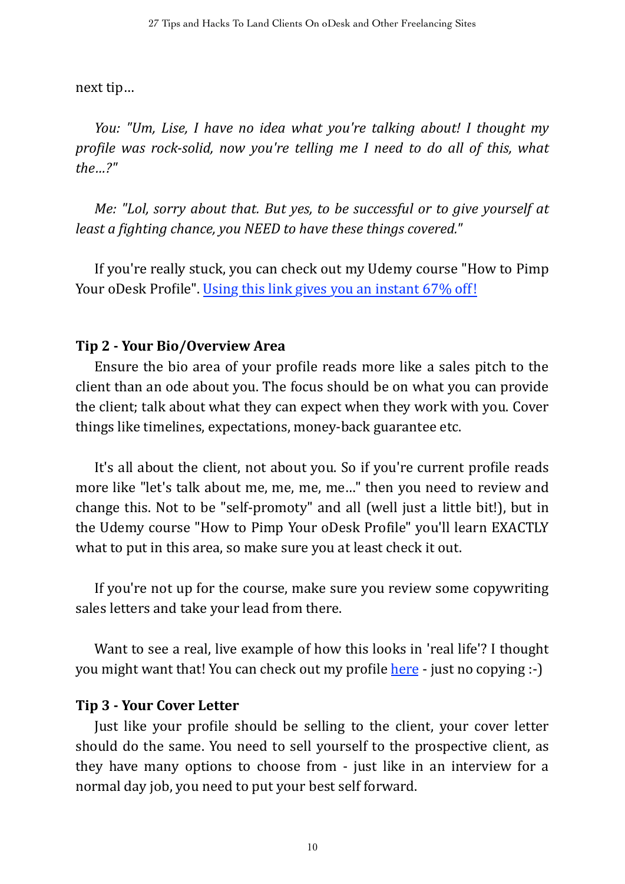next tip...

*You: "Um, Lise, I have no idea what you're talking about! I thought my profile was rock-solid, now you're telling me I need to do all of this, what the...?"*

*Me: "Lol, sorry about that. But yes, to be successful or to give yourself at least a fighting chance, you NEED to have these things covered."*

If you're really stuck, you can check out my Udemy course "How to Pimp Your oDesk Profile". [Using this link gives you an instant 67% off!]()

**Tip 2 - Your Bio/Overview Area**

Ensure the bio area of your profile reads more like a sales pitch to the client than an ode about you. The focus should be on what you can provide the client; talk about what they can expect when they work with you. Cover things like timelines, expectations, money-back guarantee etc.

It's all about the client, not about you. So if you're current profile reads more like "let's talk about me, me, me, me..." then you need to review and change this. Not to be "self-promoty" and all (well just a little bit!), but in the Udemy course "How to Pimp Your oDesk Profile" you'll learn EXACTLY what to put in this area, so make sure you at least check it out.

If you're not up for the course, make sure you review some copywriting sales letters and take your lead from there.

Want to see a real, live example of how this looks in 'real life'? I thought you might want that! You can check out my profile [here]() - just no copying :-)

**Tip 3 - Your Cover Letter**

Just like your profile should be selling to the client, your cover letter should do the same. You need to sell yourself to the prospective client, as they have many options to choose from - just like in an interview for a normal day job, you need to put your best self forward.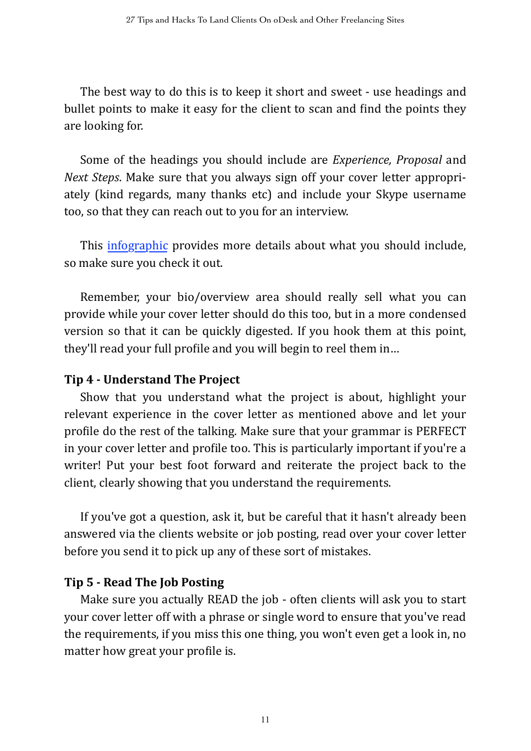The best way to do this is to keep it short and sweet - use headings and bullet points to make it easy for the client to scan and find the points they are looking for.

Some of the headings you should include are *Experience, Proposal* and *Next Steps*. Make sure that you always sign off your cover letter appropriately (kind regards, many thanks etc) and include your Skype username too, so that they can reach out to you for an interview.

This infographic provides more details about what you should include, so make sure you check it out.

Remember, your bio/overview area should really sell what you can provide while your cover letter should do this too, but in a more condensed version so that it can be quickly digested. If you hook them at this point, they'll read your full profile and you will begin to reel them in…

**Tip 4 - Understand The Project**

Show that you understand what the project is about, highlight your relevant experience in the cover letter as mentioned above and let your profile do the rest of the talking. Make sure that your grammar is PERFECT in your cover letter and profile too. This is particularly important if you're a writer! Put your best foot forward and reiterate the project back to the client, clearly showing that you understand the requirements.

If you've got a question, ask it, but be careful that it hasn't already been answered via the clients website or job posting, read over your cover letter before you send it to pick up any of these sort of mistakes.

**Tip 5 - Read The Job Posting**

Make sure you actually READ the job - often clients will ask you to start your cover letter off with a phrase or single word to ensure that you've read the requirements, if you miss this one thing, you won't even get a look in, no matter how great your profile is.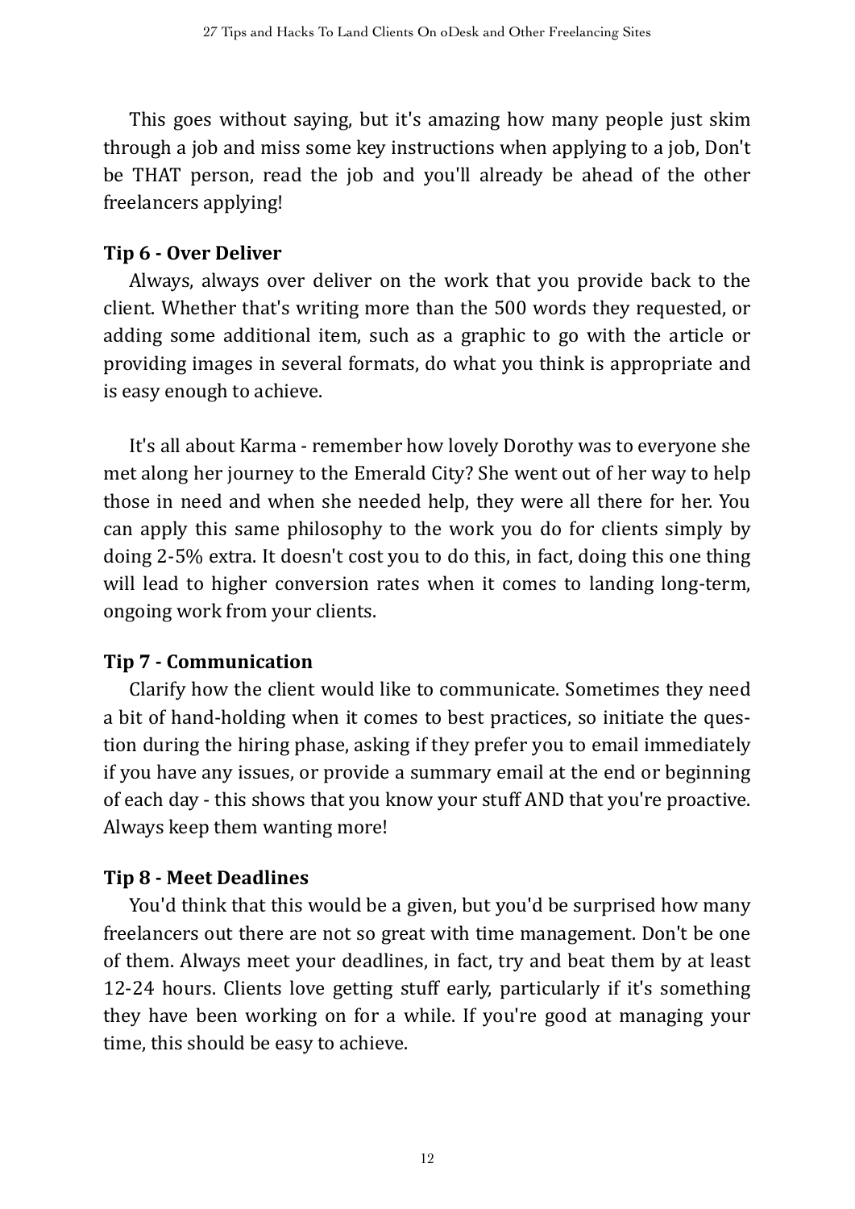This goes without saying, but it's amazing how many people just skim through a job and miss some key instructions when applying to a job, Don't be THAT person, read the job and you'll already be ahead of the other freelancers applying!

**Tip 6 - Over Deliver**

Always, always over deliver on the work that you provide back to the client. Whether that's writing more than the 500 words they requested, or adding some additional item, such as a graphic to go with the article or providing images in several formats, do what you think is appropriate and is easy enough to achieve.

It's all about Karma - remember how lovely Dorothy was to everyone she met along her journey to the Emerald City? She went out of her way to help those in need and when she needed help, they were all there for her. You can apply this same philosophy to the work you do for clients simply by doing 2-5% extra. It doesn't cost you to do this, in fact, doing this one thing will lead to higher conversion rates when it comes to landing long-term, ongoing work from your clients.

**Tip 7 - Communication**

Clarify how the client would like to communicate. Sometimes they need a bit of hand-holding when it comes to best practices, so initiate the question during the hiring phase, asking if they prefer you to email immediately if you have any issues, or provide a summary email at the end or beginning of each day - this shows that you know your stuff AND that you're proactive. Always keep them wanting more!

**Tip 8 - Meet Deadlines**

You'd think that this would be a given, but you'd be surprised how many freelancers out there are not so great with time management. Don't be one of them. Always meet your deadlines, in fact, try and beat them by at least 12-24 hours. Clients love getting stuff early, particularly if it's something they have been working on for a while. If you're good at managing your time, this should be easy to achieve.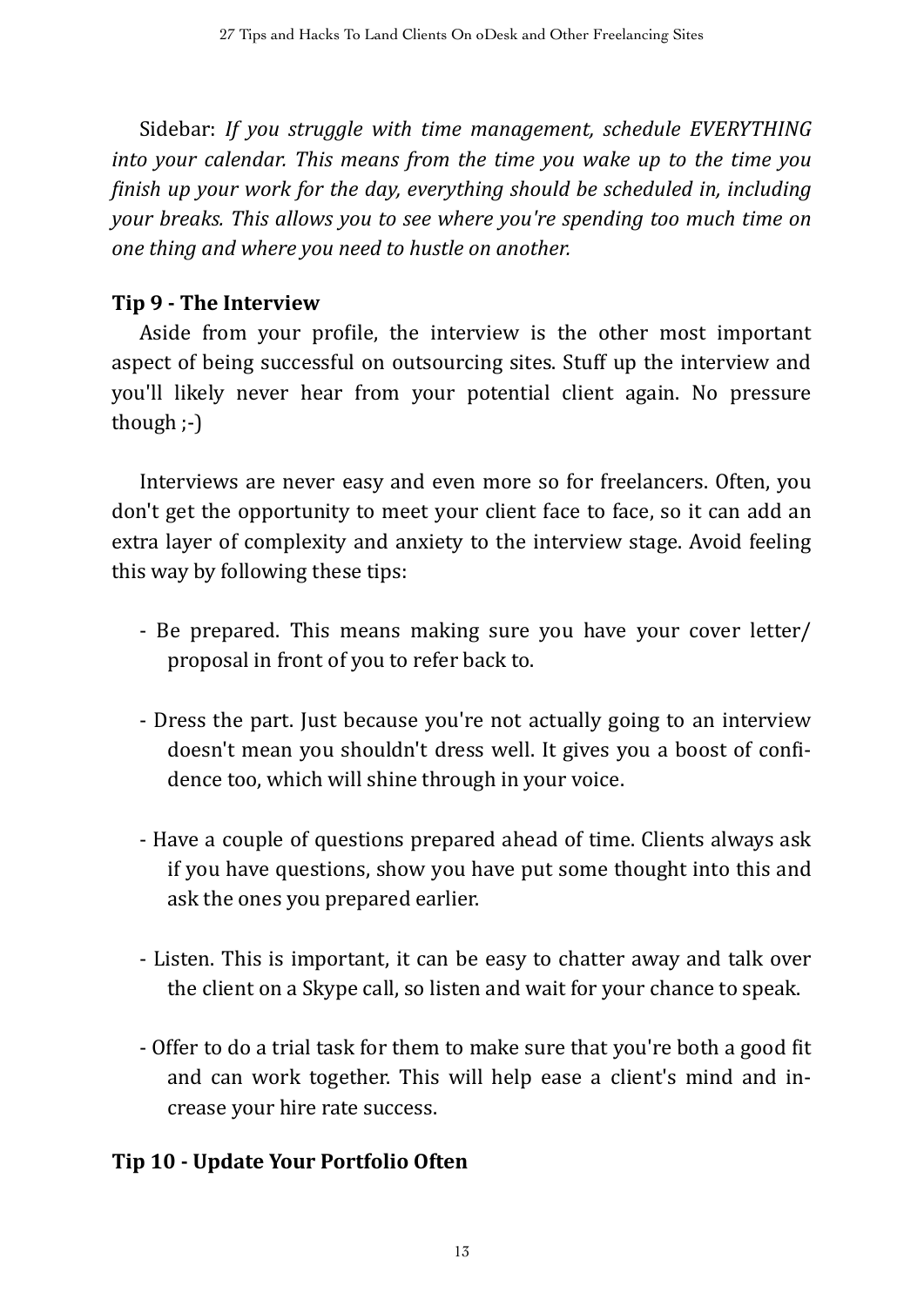Sidebar: *If you struggle with time management, schedule EVERYTHING into your calendar. This means from the time you wake up to the time you finish up your work for the day, everything should be scheduled in, including your breaks. This allows you to see where you're spending too much time on one thing and where you need to hustle on another.*

**Tip 9 - The Interview**

Aside from your profile, the interview is the other most important aspect of being successful on outsourcing sites. Stuff up the interview and you'll likely never hear from your potential client again. No pressure though ;-)

Interviews are never easy and even more so for freelancers. Often, you don't get the opportunity to meet your client face to face, so it can add an extra layer of complexity and anxiety to the interview stage. Avoid feeling this way by following these tips:

- Be prepared. This means making sure you have your cover letter/ proposal in front of you to refer back to.

- Dress the part. Just because you're not actually going to an interview doesn't mean you shouldn't dress well. It gives you a boost of confidence too, which will shine through in your voice.

- Have a couple of questions prepared ahead of time. Clients always ask if you have questions, show you have put some thought into this and ask the ones you prepared earlier.

- Listen. This is important, it can be easy to chatter away and talk over the client on a Skype call, so listen and wait for your chance to speak.

- Offer to do a trial task for them to make sure that you're both a good fit and can work together. This will help ease a client's mind and increase your hire rate success.

**Tip 10 - Update Your Portfolio Often**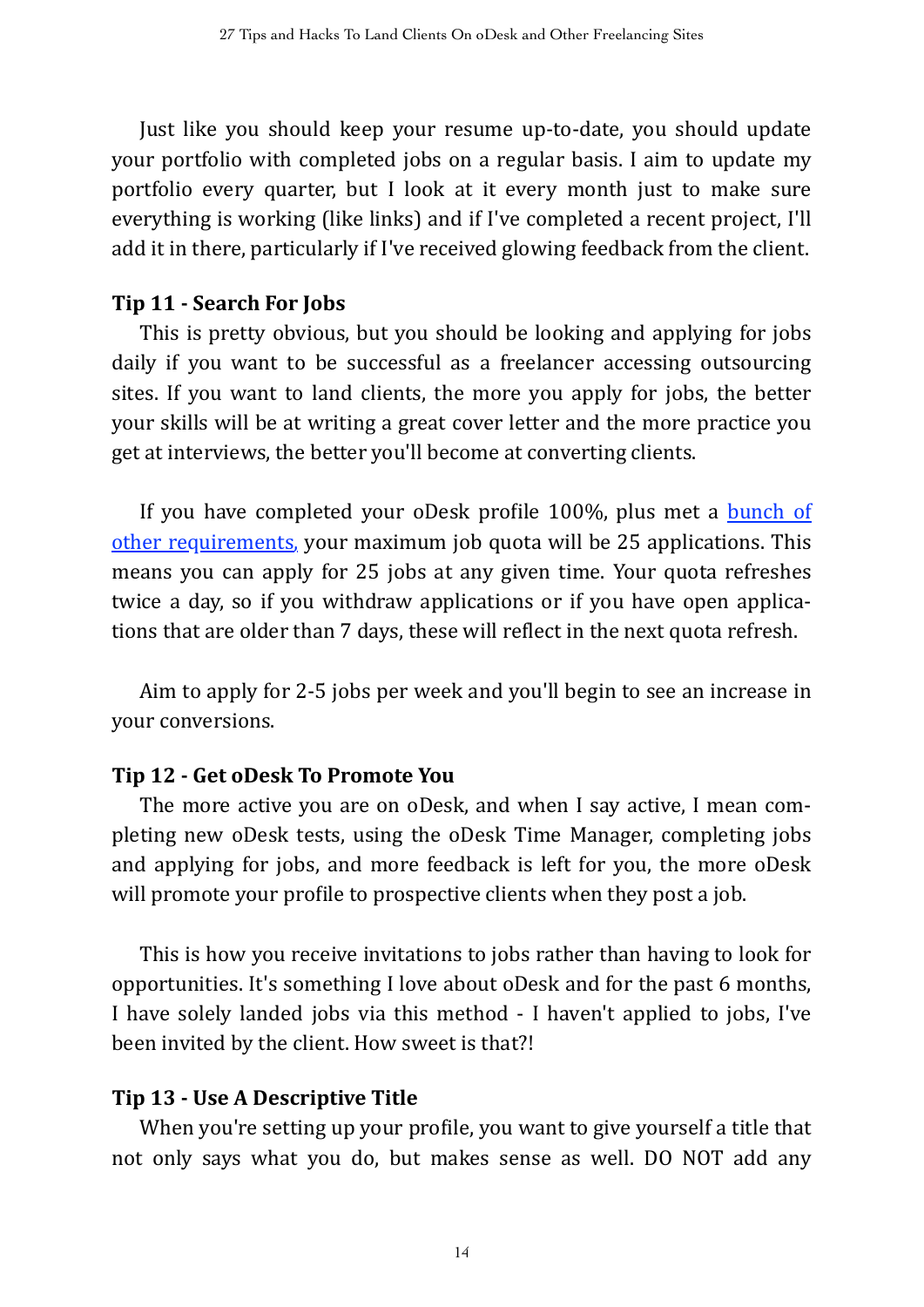Just like you should keep your resume up-to-date, you should update your portfolio with completed jobs on a regular basis. I aim to update my portfolio every quarter, but I look at it every month just to make sure everything is working (like links) and if I've completed a recent project, I'll add it in there, particularly if I've received glowing feedback from the client.

**Tip 11 - Search For Jobs**

This is pretty obvious, but you should be looking and applying for jobs daily if you want to be successful as a freelancer accessing outsourcing sites. If you want to land clients, the more you apply for jobs, the better your skills will be at writing a great cover letter and the more practice you get at interviews, the better you'll become at converting clients.

If you have completed your oDesk profile 100%, plus met a bunch of other requirements, your maximum job quota will be 25 applications. This means you can apply for 25 jobs at any given time. Your quota refreshes twice a day, so if you withdraw applications or if you have open applications that are older than 7 days, these will reflect in the next quota refresh.

Aim to apply for 2-5 jobs per week and you'll begin to see an increase in your conversions.

**Tip 12 - Get oDesk To Promote You**

The more active you are on oDesk, and when I say active, I mean completing new oDesk tests, using the oDesk Time Manager, completing jobs and applying for jobs, and more feedback is left for you, the more oDesk will promote your profile to prospective clients when they post a job.

This is how you receive invitations to jobs rather than having to look for opportunities. It's something I love about oDesk and for the past 6 months, I have solely landed jobs via this method - I haven't applied to jobs, I've been invited by the client. How sweet is that?!

**Tip 13 - Use A Descriptive Title**

When you're setting up your profile, you want to give yourself a title that not only says what you do, but makes sense as well. DO NOT add any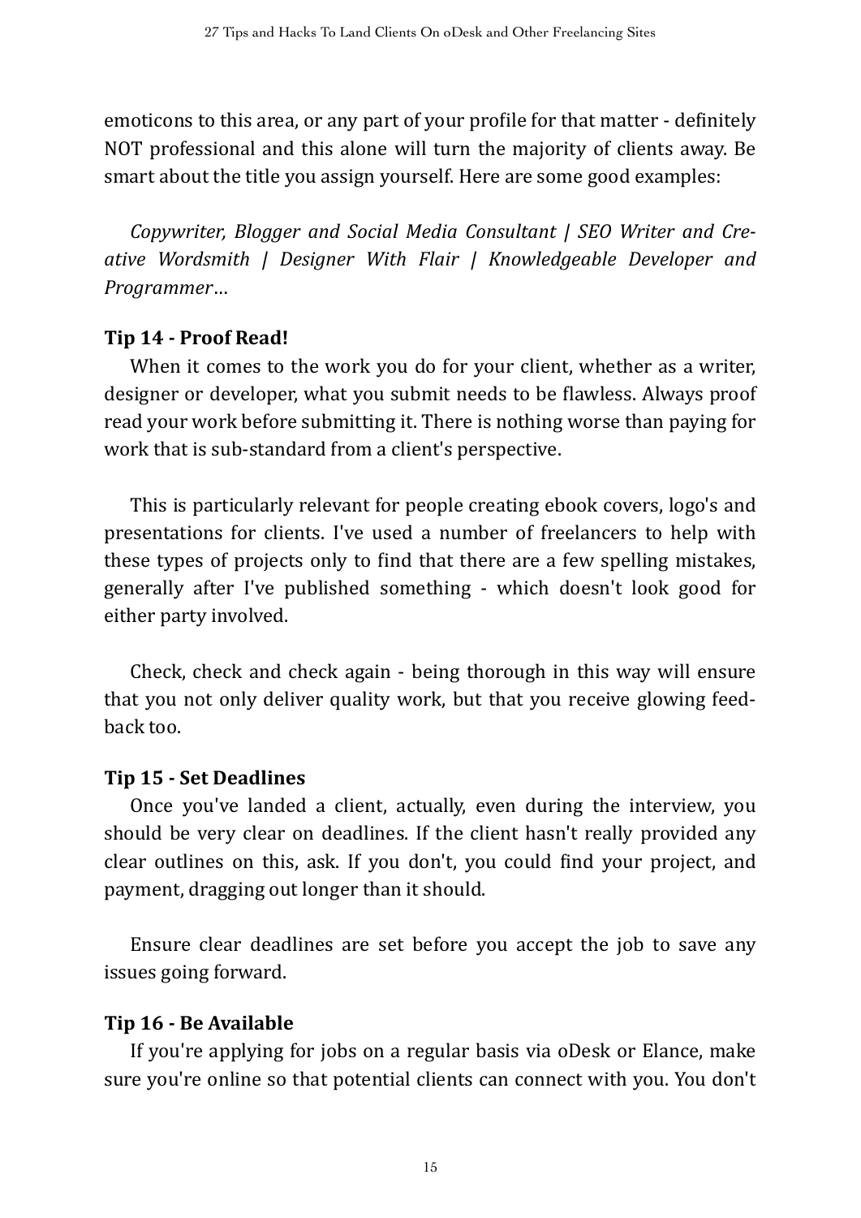emoticons to this area, or any part of your profile for that matter - definitely NOT professional and this alone will turn the majority of clients away. Be smart about the title you assign yourself. Here are some good examples:

*Copywriter, Blogger and Social Media Consultant | SEO Writer and Creative Wordsmith | Designer With Flair | Knowledgeable Developer and Programmer…*

**Tip 14 - Proof Read!**

When it comes to the work you do for your client, whether as a writer, designer or developer, what you submit needs to be flawless. Always proof read your work before submitting it. There is nothing worse than paying for work that is sub-standard from a client's perspective.

This is particularly relevant for people creating ebook covers, logo's and presentations for clients. I've used a number of freelancers to help with these types of projects only to find that there are a few spelling mistakes, generally after I've published something - which doesn't look good for either party involved.

Check, check and check again - being thorough in this way will ensure that you not only deliver quality work, but that you receive glowing feedback too.

**Tip 15 - Set Deadlines**

Once you've landed a client, actually, even during the interview, you should be very clear on deadlines. If the client hasn't really provided any clear outlines on this, ask. If you don't, you could find your project, and payment, dragging out longer than it should.

Ensure clear deadlines are set before you accept the job to save any issues going forward.

**Tip 16 - Be Available**

If you're applying for jobs on a regular basis via oDesk or Elance, make sure you're online so that potential clients can connect with you. You don't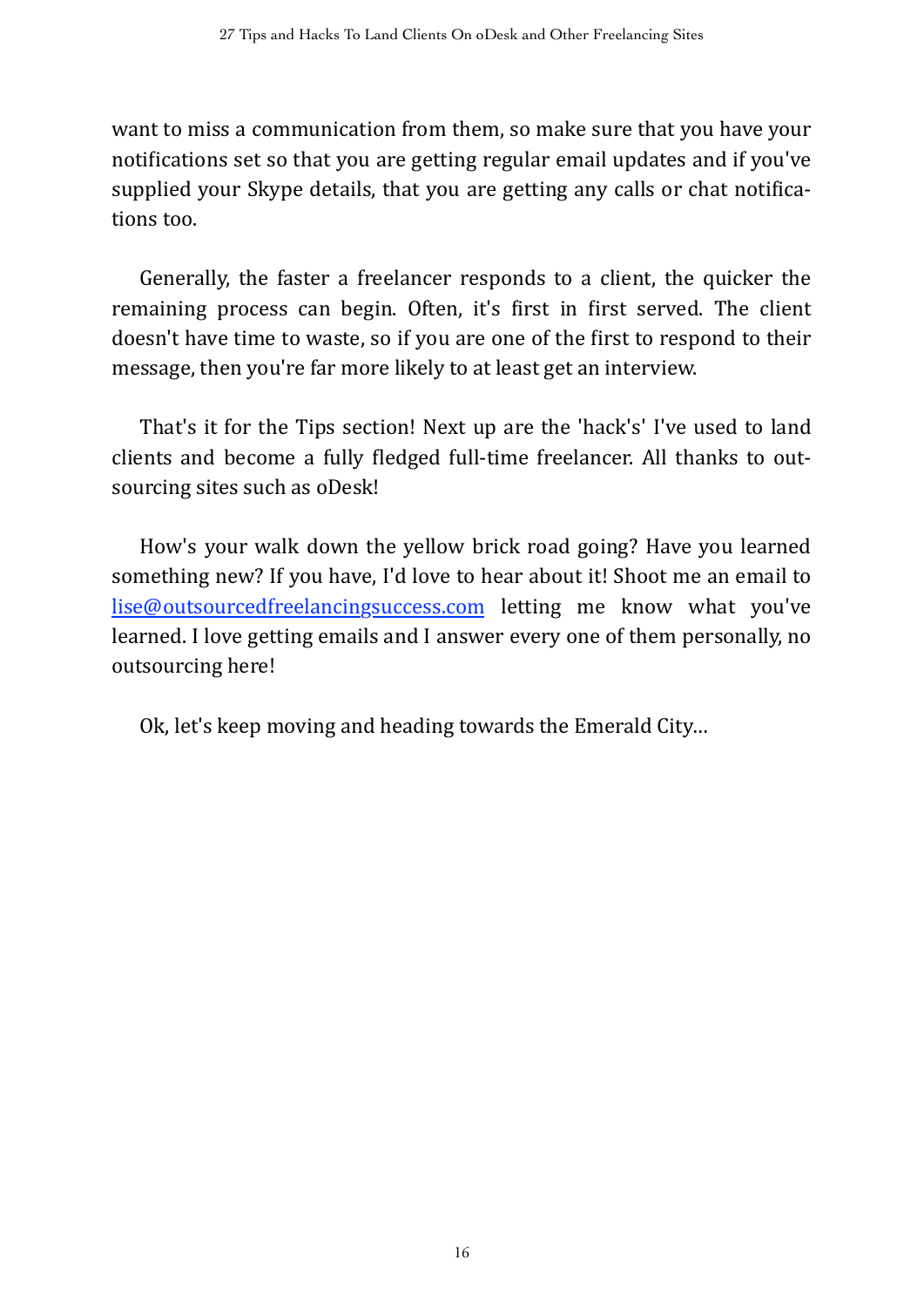want to miss a communication from them, so make sure that you have your notifications set so that you are getting regular email updates and if you've supplied your Skype details, that you are getting any calls or chat notifications too.

Generally, the faster a freelancer responds to a client, the quicker the remaining process can begin. Often, it's first in first served. The client doesn't have time to waste, so if you are one of the first to respond to their message, then you're far more likely to at least get an interview.

That's it for the Tips section! Next up are the 'hack's' I've used to land clients and become a fully fledged full-time freelancer. All thanks to outsourcing sites such as oDesk!

How's your walk down the yellow brick road going? Have you learned something new? If you have, I'd love to hear about it! Shoot me an email to [lise@outsourcedfreelancingsuccess.com](mailto:lise@outsourcedfreelancingsuccess.com) letting me know what you've learned. I love getting emails and I answer every one of them personally, no outsourcing here!

Ok, let's keep moving and heading towards the Emerald City…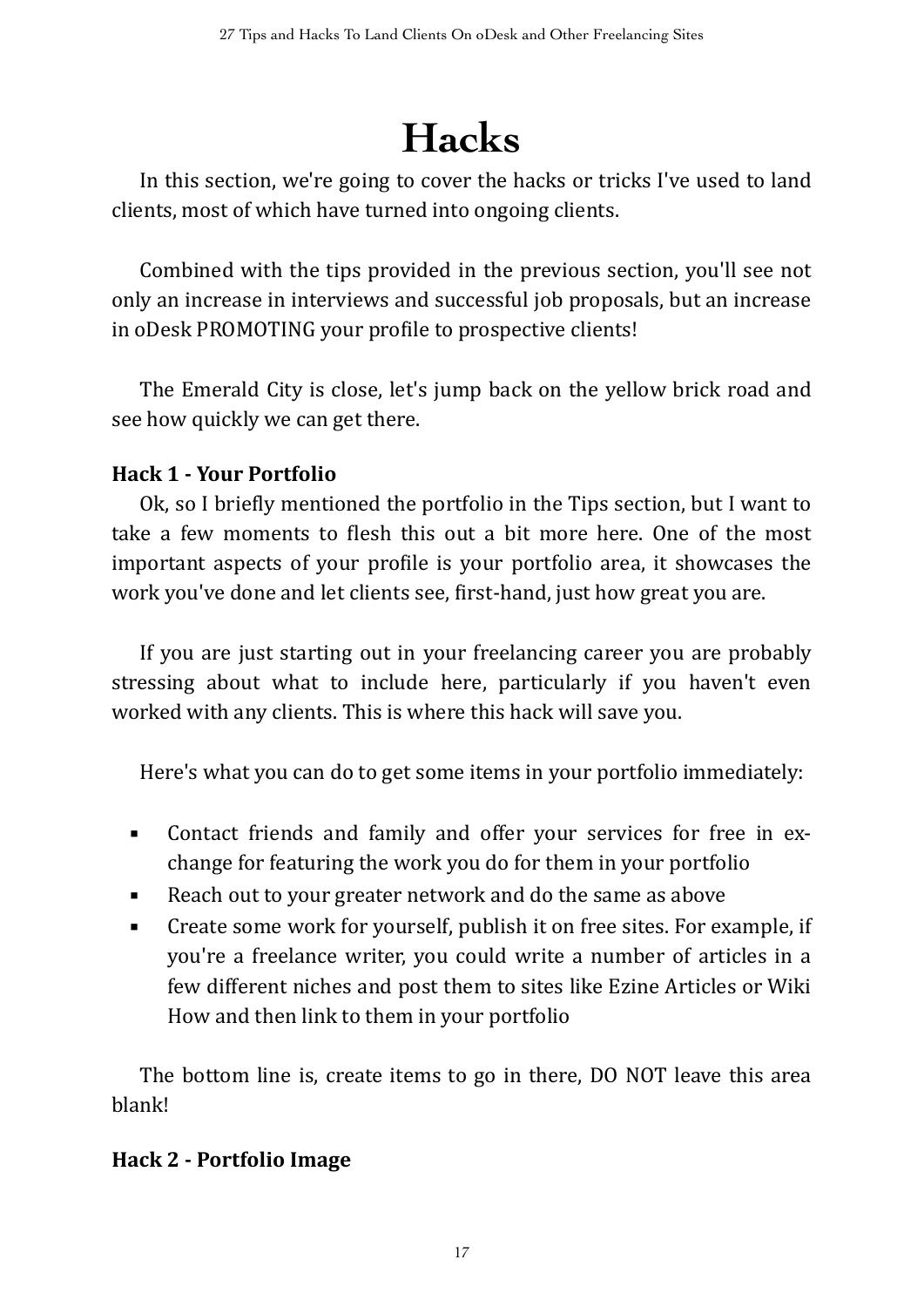# Hacks

In this section, we're going to cover the hacks or tricks I've used to land clients, most of which have turned into ongoing clients.

Combined with the tips provided in the previous section, you'll see not only an increase in interviews and successful job proposals, but an increase in oDesk PROMOTING your profile to prospective clients!

The Emerald City is close, let's jump back on the yellow brick road and see how quickly we can get there.

**Hack 1 - Your Portfolio**

Ok, so I briefly mentioned the portfolio in the Tips section, but I want to take a few moments to flesh this out a bit more here. One of the most important aspects of your profile is your portfolio area, it showcases the work you've done and let clients see, first-hand, just how great you are.

If you are just starting out in your freelancing career you are probably stressing about what to include here, particularly if you haven't even worked with any clients. This is where this hack will save you.

Here's what you can do to get some items in your portfolio immediately:

- Contact friends and family and offer your services for free in exchange for featuring the work you do for them in your portfolio
- Reach out to your greater network and do the same as above
- Create some work for yourself, publish it on free sites. For example, if you're a freelance writer, you could write a number of articles in a few different niches and post them to sites like Ezine Articles or Wiki How and then link to them in your portfolio

The bottom line is, create items to go in there, DO NOT leave this area blank!

**Hack 2 - Portfolio Image**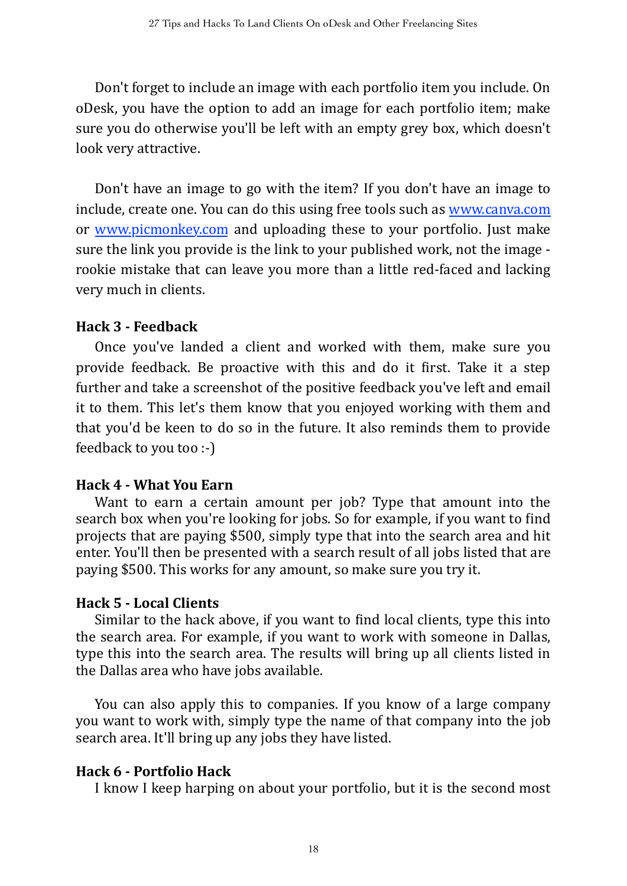Don't forget to include an image with each portfolio item you include. On oDesk, you have the option to add an image for each portfolio item; make sure you do otherwise you'll be left with an empty grey box, which doesn't look very attractive.

Don't have an image to go with the item? If you don't have an image to include, create one. You can do this using free tools such as [www.canva.com](http://www.canva.com) or [www.picmonkey.com](http://www.picmonkey.com) and uploading these to your portfolio. Just make sure the link you provide is the link to your published work, not the image - rookie mistake that can leave you more than a little red-faced and lacking very much in clients.

**Hack 3 - Feedback**

Once you've landed a client and worked with them, make sure you provide feedback. Be proactive with this and do it first. Take it a step further and take a screenshot of the positive feedback you've left and email it to them. This let's them know that you enjoyed working with them and that you'd be keen to do so in the future. It also reminds them to provide feedback to you too :-)

**Hack 4 - What You Earn**

Want to earn a certain amount per job? Type that amount into the search box when you're looking for jobs. So for example, if you want to find projects that are paying $500, simply type that into the search area and hit enter. You'll then be presented with a search result of all jobs listed that are paying $500. This works for any amount, so make sure you try it.

**Hack 5 - Local Clients**

Similar to the hack above, if you want to find local clients, type this into the search area. For example, if you want to work with someone in Dallas, type this into the search area. The results will bring up all clients listed in the Dallas area who have jobs available.

You can also apply this to companies. If you know of a large company you want to work with, simply type the name of that company into the job search area. It'll bring up any jobs they have listed.

**Hack 6 - Portfolio Hack**

I know I keep harping on about your portfolio, but it is the second most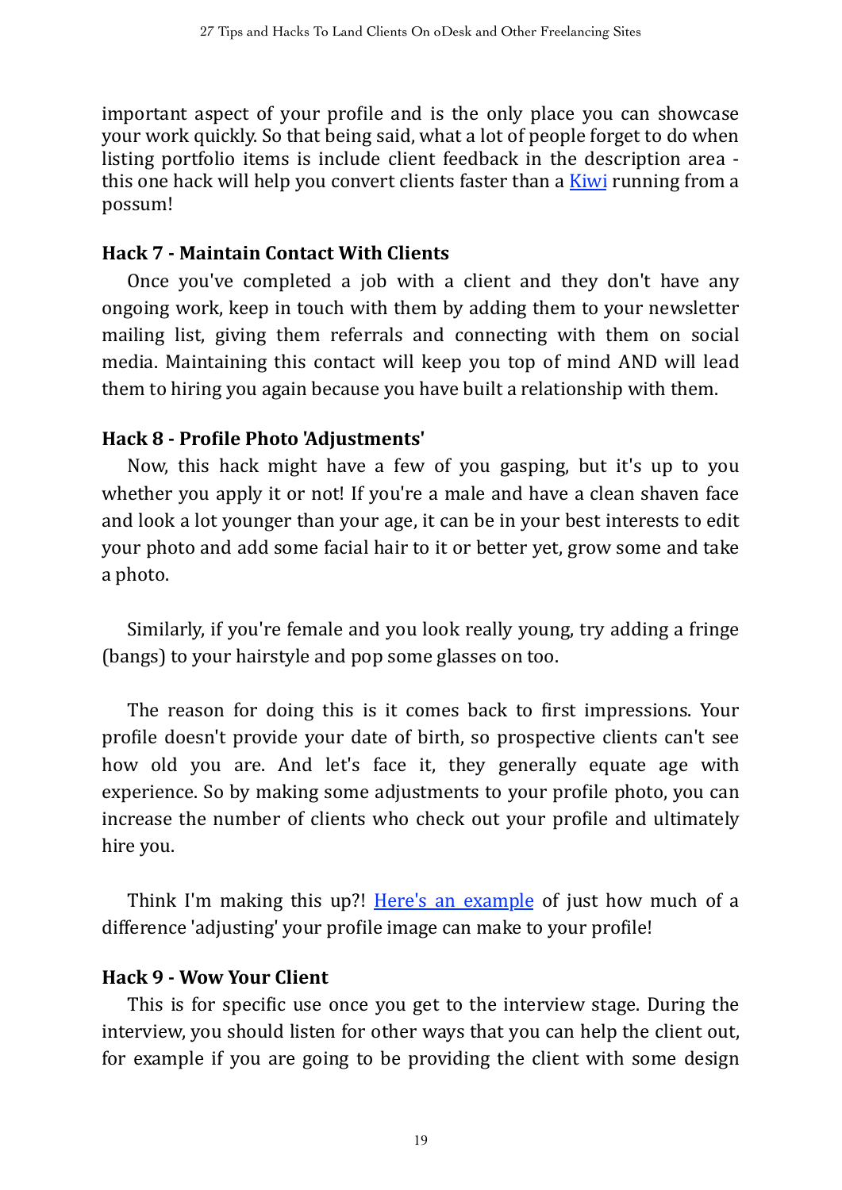important aspect of your profile and is the only place you can showcase your work quickly. So that being said, what a lot of people forget to do when listing portfolio items is include client feedback in the description area - this one hack will help you convert clients faster than a Kiwi running from a possum!

### Hack 7 - Maintain Contact With Clients

Once you've completed a job with a client and they don't have any ongoing work, keep in touch with them by adding them to your newsletter mailing list, giving them referrals and connecting with them on social media. Maintaining this contact will keep you top of mind AND will lead them to hiring you again because you have built a relationship with them.

### Hack 8 - Profile Photo 'Adjustments'

Now, this hack might have a few of you gasping, but it's up to you whether you apply it or not! If you're a male and have a clean shaven face and look a lot younger than your age, it can be in your best interests to edit your photo and add some facial hair to it or better yet, grow some and take a photo.

Similarly, if you're female and you look really young, try adding a fringe (bangs) to your hairstyle and pop some glasses on too.

The reason for doing this is it comes back to first impressions. Your profile doesn't provide your date of birth, so prospective clients can't see how old you are. And let's face it, they generally equate age with experience. So by making some adjustments to your profile photo, you can increase the number of clients who check out your profile and ultimately hire you.

Think I'm making this up?! Here's an example of just how much of a difference 'adjusting' your profile image can make to your profile!

### Hack 9 - Wow Your Client

This is for specific use once you get to the interview stage. During the interview, you should listen for other ways that you can help the client out, for example if you are going to be providing the client with some design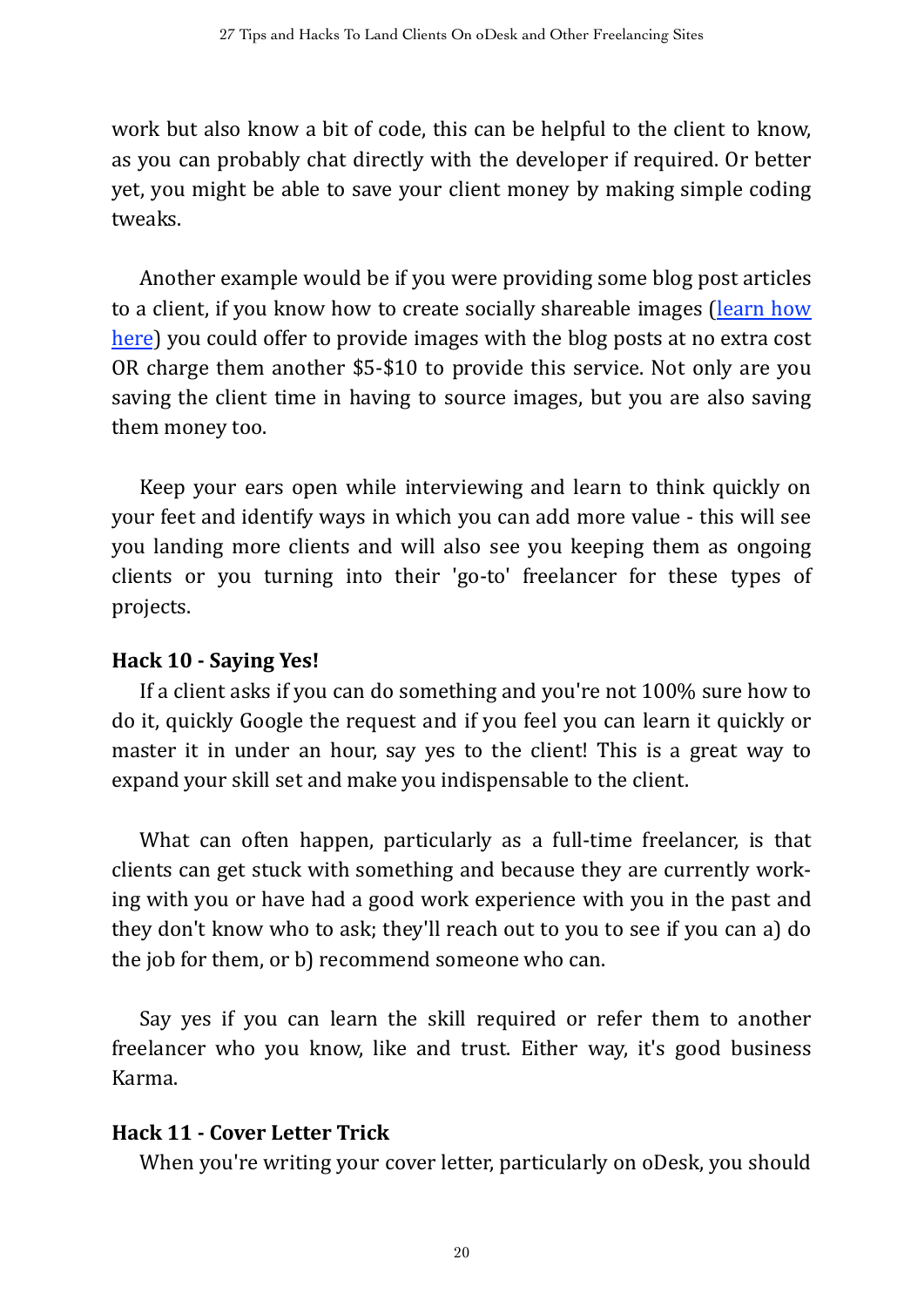work but also know a bit of code, this can be helpful to the client to know, as you can probably chat directly with the developer if required. Or better yet, you might be able to save your client money by making simple coding tweaks.

Another example would be if you were providing some blog post articles to a client, if you know how to create socially shareable images (learn how here) you could offer to provide images with the blog posts at no extra cost OR charge them another $5-$10 to provide this service. Not only are you saving the client time in having to source images, but you are also saving them money too.

Keep your ears open while interviewing and learn to think quickly on your feet and identify ways in which you can add more value - this will see you landing more clients and will also see you keeping them as ongoing clients or you turning into their 'go-to' freelancer for these types of projects.

**Hack 10 - Saying Yes!**

If a client asks if you can do something and you're not 100% sure how to do it, quickly Google the request and if you feel you can learn it quickly or master it in under an hour, say yes to the client! This is a great way to expand your skill set and make you indispensable to the client.

What can often happen, particularly as a full-time freelancer, is that clients can get stuck with something and because they are currently working with you or have had a good work experience with you in the past and they don't know who to ask; they'll reach out to you to see if you can a) do the job for them, or b) recommend someone who can.

Say yes if you can learn the skill required or refer them to another freelancer who you know, like and trust. Either way, it's good business Karma.

**Hack 11 - Cover Letter Trick**

When you're writing your cover letter, particularly on oDesk, you should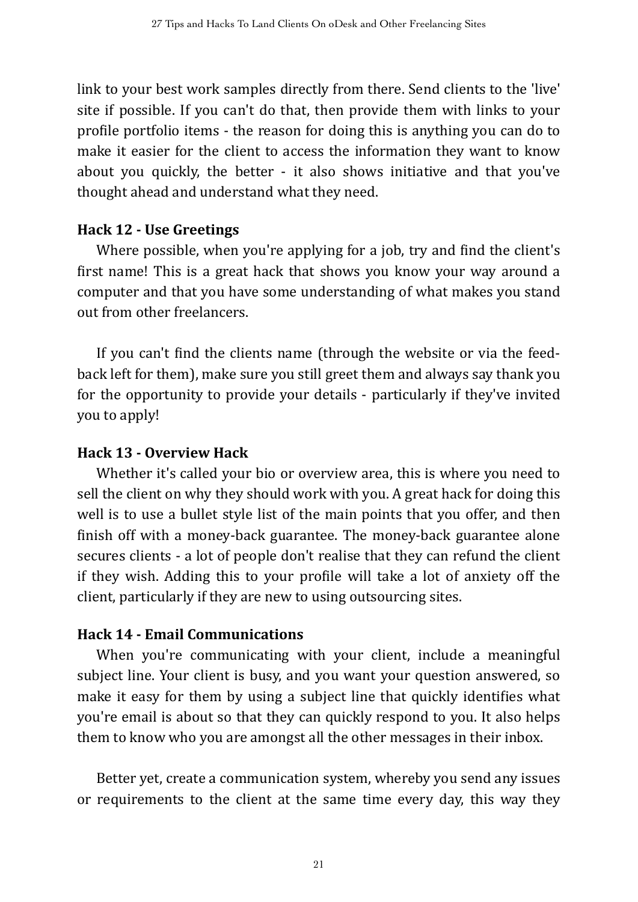link to your best work samples directly from there. Send clients to the 'live' site if possible. If you can't do that, then provide them with links to your profile portfolio items - the reason for doing this is anything you can do to make it easier for the client to access the information they want to know about you quickly, the better - it also shows initiative and that you've thought ahead and understand what they need.

**Hack 12 - Use Greetings**

Where possible, when you're applying for a job, try and find the client's first name! This is a great hack that shows you know your way around a computer and that you have some understanding of what makes you stand out from other freelancers.

If you can't find the clients name (through the website or via the feedback left for them), make sure you still greet them and always say thank you for the opportunity to provide your details - particularly if they've invited you to apply!

**Hack 13 - Overview Hack**

Whether it's called your bio or overview area, this is where you need to sell the client on why they should work with you. A great hack for doing this well is to use a bullet style list of the main points that you offer, and then finish off with a money-back guarantee. The money-back guarantee alone secures clients - a lot of people don't realise that they can refund the client if they wish. Adding this to your profile will take a lot of anxiety off the client, particularly if they are new to using outsourcing sites.

**Hack 14 - Email Communications**

When you're communicating with your client, include a meaningful subject line. Your client is busy, and you want your question answered, so make it easy for them by using a subject line that quickly identifies what you're email is about so that they can quickly respond to you. It also helps them to know who you are amongst all the other messages in their inbox.

Better yet, create a communication system, whereby you send any issues or requirements to the client at the same time every day, this way they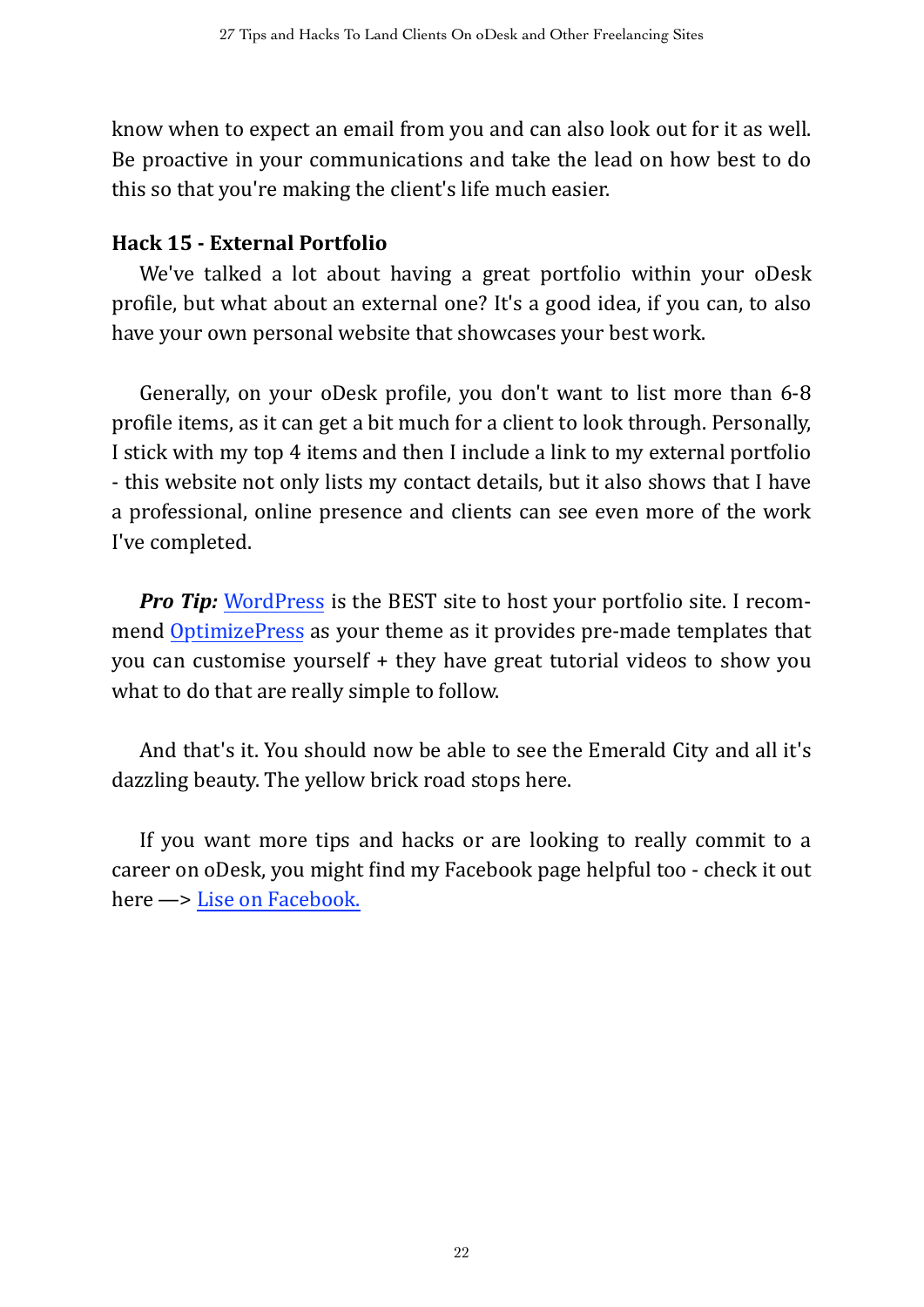know when to expect an email from you and can also look out for it as well. Be proactive in your communications and take the lead on how best to do this so that you're making the client's life much easier.

### Hack 15 - External Portfolio

We've talked a lot about having a great portfolio within your oDesk profile, but what about an external one? It's a good idea, if you can, to also have your own personal website that showcases your best work.

Generally, on your oDesk profile, you don't want to list more than 6-8 profile items, as it can get a bit much for a client to look through. Personally, I stick with my top 4 items and then I include a link to my external portfolio - this website not only lists my contact details, but it also shows that I have a professional, online presence and clients can see even more of the work I've completed.

***Pro Tip:*** WordPress is the BEST site to host your portfolio site. I recommend OptimizePress as your theme as it provides pre-made templates that you can customise yourself + they have great tutorial videos to show you what to do that are really simple to follow.

And that's it. You should now be able to see the Emerald City and all it's dazzling beauty. The yellow brick road stops here.

If you want more tips and hacks or are looking to really commit to a career on oDesk, you might find my Facebook page helpful too - check it out here —> Lise on Facebook.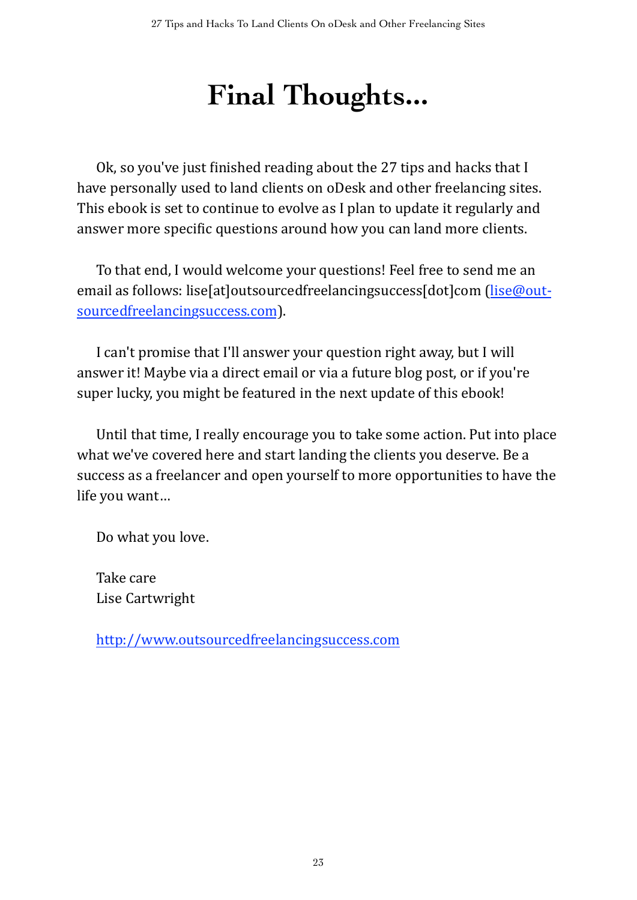# Final Thoughts...

Ok, so you've just finished reading about the 27 tips and hacks that I have personally used to land clients on oDesk and other freelancing sites. This ebook is set to continue to evolve as I plan to update it regularly and answer more specific questions around how you can land more clients.

To that end, I would welcome your questions! Feel free to send me an email as follows: lise[at]outsourcedfreelancingsuccess[dot]com (lise@outsourcedfreelancingsuccess.com).

I can't promise that I'll answer your question right away, but I will answer it! Maybe via a direct email or via a future blog post, or if you're super lucky, you might be featured in the next update of this ebook!

Until that time, I really encourage you to take some action. Put into place what we've covered here and start landing the clients you deserve. Be a success as a freelancer and open yourself to more opportunities to have the life you want...

Do what you love.

Take care
Lise Cartwright

http://www.outsourcedfreelancingsuccess.com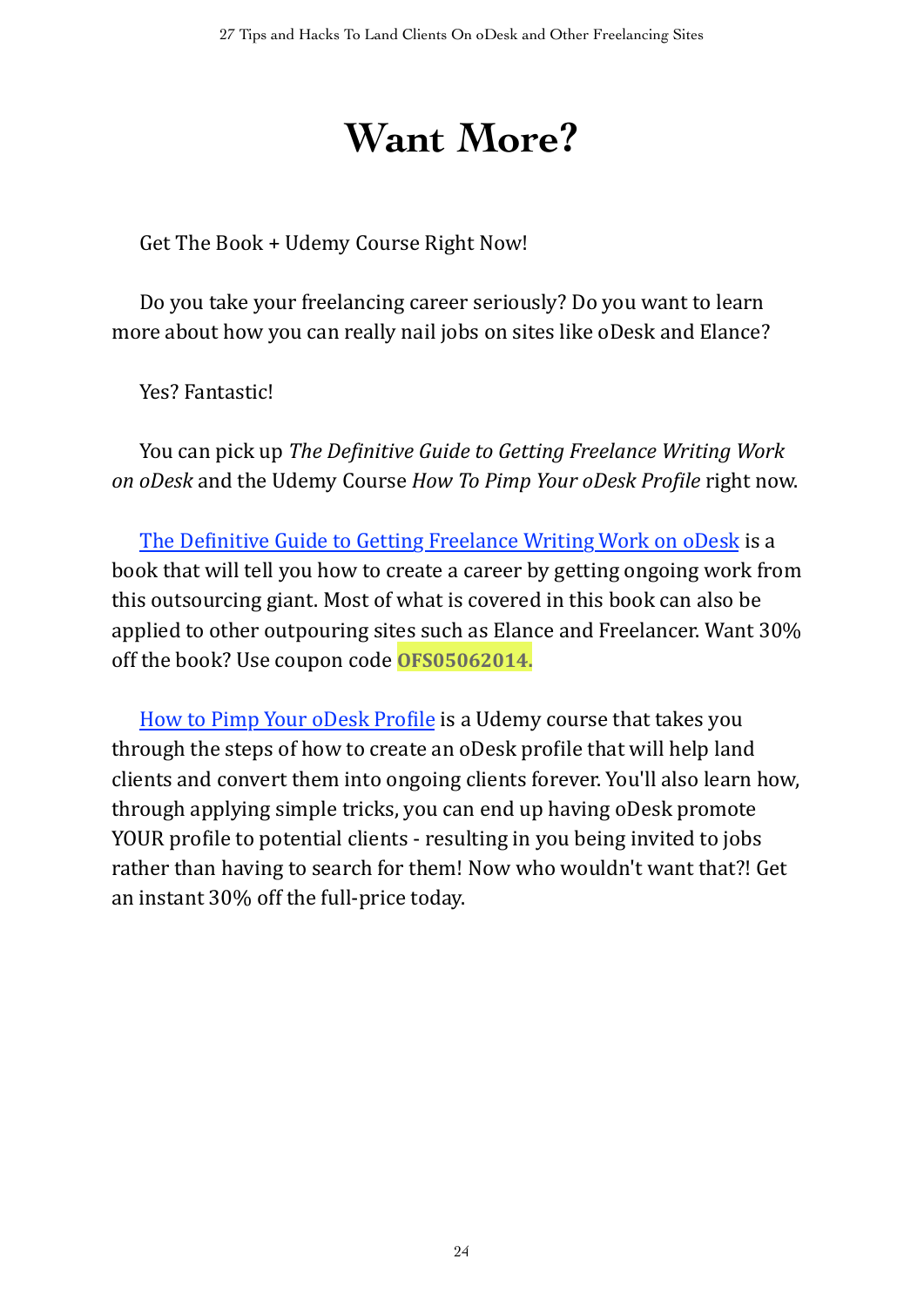# Want More?

Get The Book + Udemy Course Right Now!

Do you take your freelancing career seriously? Do you want to learn more about how you can really nail jobs on sites like oDesk and Elance?

Yes? Fantastic!

You can pick up *The Definitive Guide to Getting Freelance Writing Work on oDesk* and the Udemy Course *How To Pimp Your oDesk Profile* right now.

The Definitive Guide to Getting Freelance Writing Work on oDesk is a book that will tell you how to create a career by getting ongoing work from this outsourcing giant. Most of what is covered in this book can also be applied to other outpouring sites such as Elance and Freelancer. Want 30% off the book? Use coupon code **OFS05062014.**

How to Pimp Your oDesk Profile is a Udemy course that takes you through the steps of how to create an oDesk profile that will help land clients and convert them into ongoing clients forever. You'll also learn how, through applying simple tricks, you can end up having oDesk promote YOUR profile to potential clients - resulting in you being invited to jobs rather than having to search for them! Now who wouldn't want that?! Get an instant 30% off the full-price today.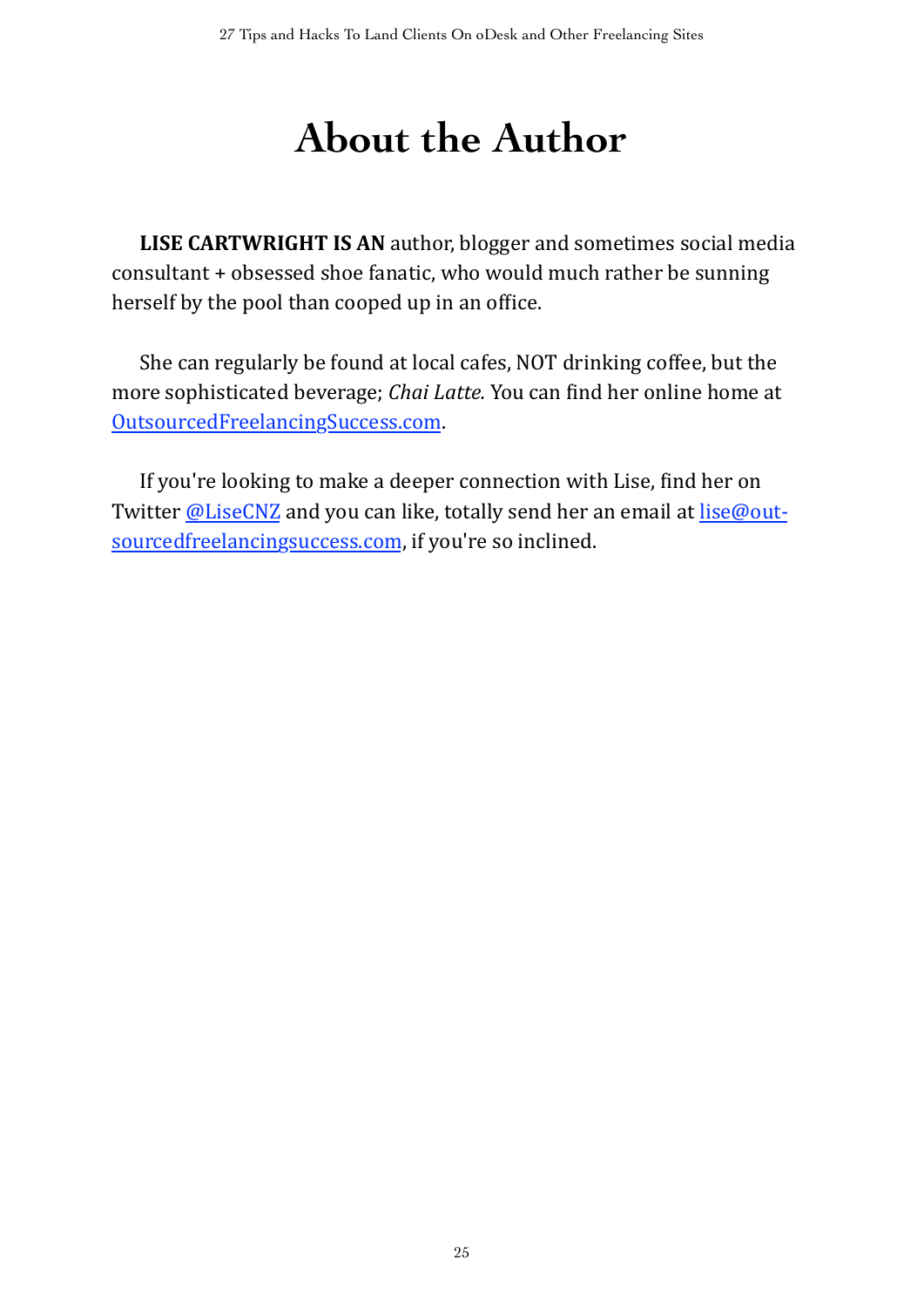# About the Author

**LISE CARTWRIGHT IS AN** author, blogger and sometimes social media consultant + obsessed shoe fanatic, who would much rather be sunning herself by the pool than cooped up in an office.

She can regularly be found at local cafes, NOT drinking coffee, but the more sophisticated beverage; *Chai Latte.* You can find her online home at OutsourcedFreelancingSuccess.com.

If you're looking to make a deeper connection with Lise, find her on Twitter @LiseCNZ and you can like, totally send her an email at lise@outsourcedfreelancingsuccess.com, if you're so inclined.